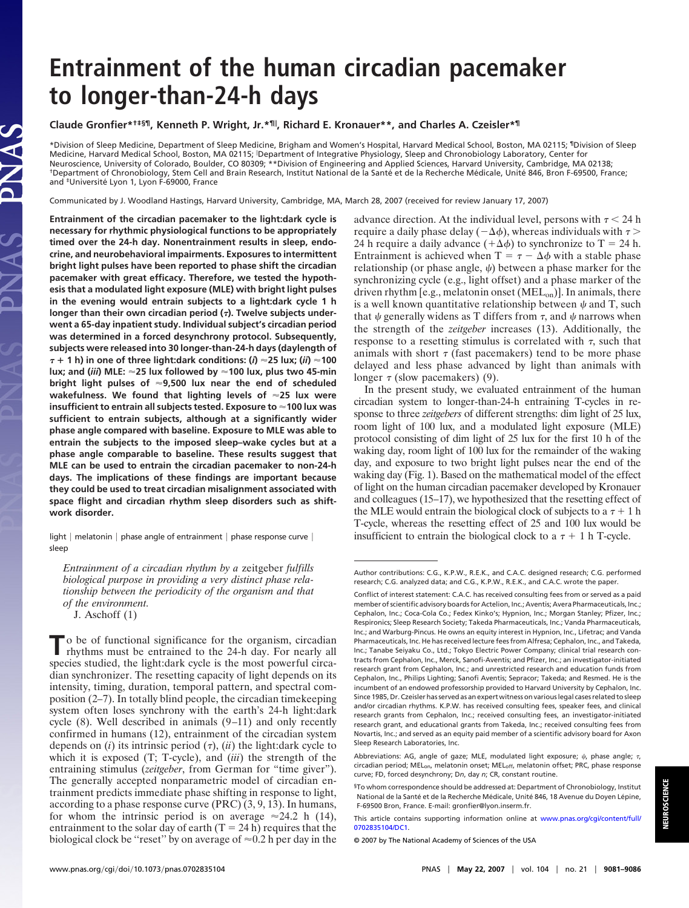# Entrainment of the human circadian pacemaker to longer-than-24-h days

**Claude Gronfier*†‡§¶, Kenneth P. Wright, Jr.*¶‖, Richard E. Kronauer**, and Charles A. Czeisler*¶**

*Division of Sleep Medicine, Department of Sleep Medicine, Brigham and Women's Hospital, Harvard Medical School, Boston, MA 02115; ¶Division of Sleep Medicine, Harvard Medical School, Boston, MA 02115; ‖Department of Integrative Physiology, Sleep and Chronobiology Laboratory, Center for Neuroscience, University of Colorado, Boulder, CO 80309; **Division of Engineering and Applied Sciences, Harvard University, Cambridge, MA 02138; †Department of Chronobiology, Stem Cell and Brain Research, Institut National de la Santé et de la Recherche Médicale, Unité 846, Bron F-69500, France; and ‡Université Lyon 1, Lyon F-69000, France

Communicated by J. Woodland Hastings, Harvard University, Cambridge, MA, March 28, 2007 (received for review January 17, 2007)

**Entrainment of the circadian pacemaker to the light:dark cycle is necessary for rhythmic physiological functions to be appropriately timed over the 24-h day. Nonentrainment results in sleep, endocrine, and neurobehavioral impairments. Exposures to intermittent bright light pulses have been reported to phase shift the circadian pacemaker with great efficacy. Therefore, we tested the hypothesis that a modulated light exposure (MLE) with bright light pulses in the evening would entrain subjects to a light:dark cycle 1 h longer than their own circadian period ($\tau$). Twelve subjects underwent a 65-day inpatient study. Individual subject's circadian period was determined in a forced desynchrony protocol. Subsequently, subjects were released into 30 longer-than-24-h days (daylength of $\tau$ + 1 h) in one of three light:dark conditions: (*i*) ≈25 lux; (*ii*) ≈100 lux; and (*iii*) MLE: ≈25 lux followed by ≈100 lux, plus two 45-min bright light pulses of ≈9,500 lux near the end of scheduled wakefulness. We found that lighting levels of ≈25 lux were insufficient to entrain all subjects tested. Exposure to ≈100 lux was sufficient to entrain subjects, although at a significantly wider phase angle compared with baseline. Exposure to MLE was able to entrain the subjects to the imposed sleep–wake cycles but at a phase angle comparable to baseline. These results suggest that MLE can be used to entrain the circadian pacemaker to non-24-h days. The implications of these findings are important because they could be used to treat circadian misalignment associated with space flight and circadian rhythm sleep disorders such as shift-work disorder.**

light | melatonin | phase angle of entrainment | phase response curve | sleep

> *Entrainment of a circadian rhythm by a* zeitgeber *fulfills biological purpose in providing a very distinct phase relationship between the periodicity of the organism and that of the environment.*
> J. Aschoff (1)

To be of functional significance for the organism, circadian rhythms must be entrained to the 24-h day. For nearly all species studied, the light:dark cycle is the most powerful circadian synchronizer. The resetting capacity of light depends on its intensity, timing, duration, temporal pattern, and spectral composition (2–7). In totally blind people, the circadian timekeeping system often loses synchrony with the earth's 24-h light:dark cycle (8). Well described in animals (9–11) and only recently confirmed in humans (12), entrainment of the circadian system depends on (*i*) its intrinsic period ($\tau$), (*ii*) the light:dark cycle to which it is exposed (T; T-cycle), and (*iii*) the strength of the entraining stimulus (*zeitgeber*, from German for "time giver"). The generally accepted nonparametric model of circadian entrainment predicts immediate phase shifting in response to light, according to a phase response curve (PRC) (3, 9, 13). In humans, for whom the intrinsic period is on average ≈24.2 h (14), entrainment to the solar day of earth (T = 24 h) requires that the biological clock be "reset" by on average of ≈0.2 h per day in the advance direction. At the individual level, persons with $\tau < 24$ h require a daily phase delay ($-\Delta\phi$), whereas individuals with $\tau > 24$ h require a daily advance ($+\Delta\phi$) to synchronize to T = 24 h. Entrainment is achieved when $T = \tau - \Delta\phi$ with a stable phase relationship (or phase angle, $\psi$) between a phase marker for the synchronizing cycle (e.g., light offset) and a phase marker of the driven rhythm [e.g., melatonin onset ($MEL_{on}$)]. In animals, there is a well known quantitative relationship between $\psi$ and T, such that $\psi$ generally widens as T differs from $\tau$, and $\psi$ narrows when the strength of the *zeitgeber* increases (13). Additionally, the response to a resetting stimulus is correlated with $\tau$, such that animals with short $\tau$ (fast pacemakers) tend to be more phase delayed and less phase advanced by light than animals with longer $\tau$ (slow pacemakers) (9).

In the present study, we evaluated entrainment of the human circadian system to longer-than-24-h entraining T-cycles in response to three *zeitgebers* of different strengths: dim light of 25 lux, room light of 100 lux, and a modulated light exposure (MLE) protocol consisting of dim light of 25 lux for the first 10 h of the waking day, room light of 100 lux for the remainder of the waking day, and exposure to two bright light pulses near the end of the waking day (Fig. 1). Based on the mathematical model of the effect of light on the human circadian pacemaker developed by Kronauer and colleagues (15–17), we hypothesized that the resetting effect of the MLE would entrain the biological clock of subjects to a $\tau$ + 1 h T-cycle, whereas the resetting effect of 25 and 100 lux would be insufficient to entrain the biological clock to a $\tau$ + 1 h T-cycle.

---

Author contributions: C.G., K.P.W., R.E.K., and C.A.C. designed research; C.G. performed research; C.G. analyzed data; and C.G., K.P.W., R.E.K., and C.A.C. wrote the paper.

Conflict of interest statement: C.A.C. has received consulting fees from or served as a paid member of scientific advisory boards for Actelion, Inc.; Aventis; Avera Pharmaceuticals, Inc.; Cephalon, Inc.; Coca-Cola Co.; Fedex Kinko's; Hypnion, Inc.; Morgan Stanley; Pfizer, Inc.; Respironics; Sleep Research Society; Takeda Pharmaceuticals, Inc.; Vanda Pharmaceuticals, Inc.; and Warburg-Pincus. He owns an equity interest in Hypnion, Inc., Lifetrac; and Vanda Pharmaceuticals, Inc. He has received lecture fees from Alfresa; Cephalon, Inc., and Takeda, Inc.; Tanabe Seiyaku Co., Ltd.; Tokyo Electric Power Company; clinical trial research contracts from Cephalon, Inc., Merck, Sanofi-Aventis; and Pfizer, Inc.; an investigator-initiated research grant from Cephalon, Inc.; and unrestricted research and education funds from Cephalon, Inc., Philips Lighting; Sanofi Aventis; Sepracor; Takeda; and Resmed. He is the incumbent of an endowed professorship provided to Harvard University by Cephalon, Inc. Since 1985, Dr. Czeisler has served as an expert witness on various legal cases related to sleep and/or circadian rhythms. K.P.W. has received consulting fees, speaker fees, and clinical research grants from Cephalon, Inc.; received consulting fees, an investigator-initiated research grant, and educational grants from Takeda, Inc.; received consulting fees from Novartis, Inc.; and served as an equity paid member of a scientific advisory board for Axon Sleep Research Laboratories, Inc.

Abbreviations: AG, angle of gaze; MLE, modulated light exposure; $\psi$, phase angle; $\tau$, circadian period; $MEL_{on}$, melatonin onset; $MEL_{off}$, melatonin offset; PRC, phase response curve; FD, forced desynchrony; D*n*, day *n*; CR, constant routine.

§To whom correspondence should be addressed at: Department of Chronobiology, Institut National de la Santé et de la Recherche Médicale, Unité 846, 18 Avenue du Doyen Lépine, F-69500 Bron, France. E-mail: gronfier@lyon.inserm.fr.

This article contains supporting information online at www.pnas.org/cgi/content/full/0702835104/DC1.

© 2007 by The National Academy of Sciences of the USA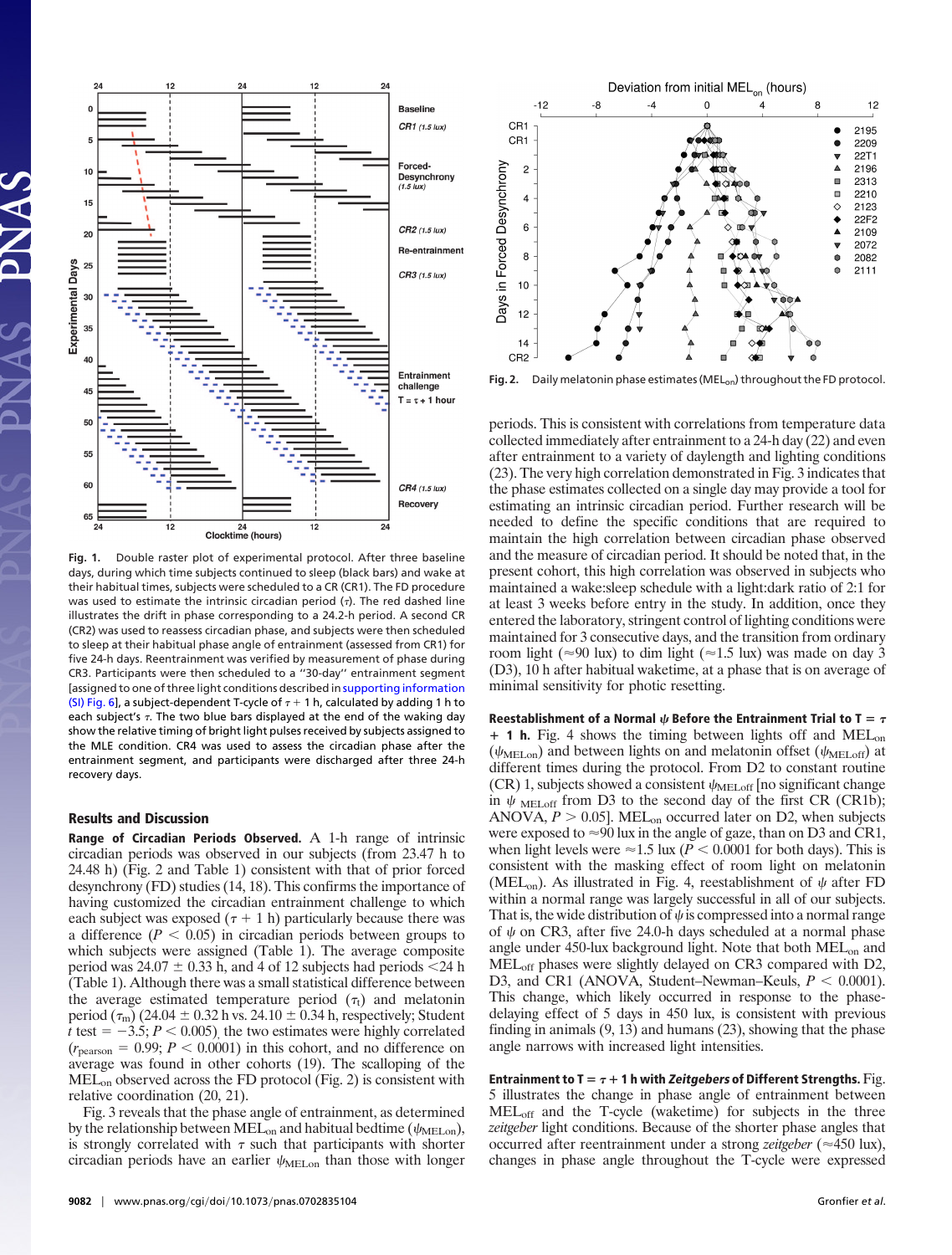Fig. 1. Double raster plot of experimental protocol. After three baseline days, during which time subjects continued to sleep (black bars) and wake at their habitual times, subjects were scheduled to a CR (CR1). The FD procedure was used to estimate the intrinsic circadian period ($\tau$). The red dashed line illustrates the drift in phase corresponding to a 24.2-h period. A second CR (CR2) was used to reassess circadian phase, and subjects were then scheduled to sleep at their habitual phase angle of entrainment (assessed from CR1) for five 24-h days. Reentrainment was verified by measurement of phase during CR3. Participants were then scheduled to a "30-day" entrainment segment [assigned to one of three light conditions described in supporting information (SI) Fig. 6], a subject-dependent T-cycle of $\tau + 1$ h, calculated by adding 1 h to each subject's $\tau$. The two blue bars displayed at the end of the waking day show the relative timing of bright light pulses received by subjects assigned to the MLE condition. CR4 was used to assess the circadian phase after the entrainment segment, and participants were discharged after three 24-h recovery days.

Fig. 2. Daily melatonin phase estimates ($MEL_{on}$) throughout the FD protocol.

## Results and Discussion

**Range of Circadian Periods Observed.** A 1-h range of intrinsic circadian periods was observed in our subjects (from 23.47 h to 24.48 h) (Fig. 2 and Table 1) consistent with that of prior forced desynchrony (FD) studies (14, 18). This confirms the importance of having customized the circadian entrainment challenge to which each subject was exposed ($\tau + 1$ h) particularly because there was a difference ($P < 0.05$) in circadian periods between groups to which subjects were assigned (Table 1). The average composite period was 24.07 ± 0.33 h, and 4 of 12 subjects had periods <24 h (Table 1). Although there was a small statistical difference between the average estimated temperature period ($\tau_t$) and melatonin period ($\tau_m$) (24.04 ± 0.32 h vs. 24.10 ± 0.34 h, respectively; Student $t$ test = −3.5; $P < 0.005$), the two estimates were highly correlated ($r_{pearson} = 0.99$; $P < 0.0001$) in this cohort, and no difference on average was found in other cohorts (19). The scalloping of the $MEL_{on}$ observed across the FD protocol (Fig. 2) is consistent with relative coordination (20, 21).

Fig. 3 reveals that the phase angle of entrainment, as determined by the relationship between $MEL_{on}$ and habitual bedtime ($\psi_{MELon}$), is strongly correlated with $\tau$ such that participants with shorter circadian periods have an earlier $\psi_{MELon}$ than those with longer periods. This is consistent with correlations from temperature data collected immediately after entrainment to a 24-h day (22) and even after entrainment to a variety of daylength and lighting conditions (23). The very high correlation demonstrated in Fig. 3 indicates that the phase estimates collected on a single day may provide a tool for estimating an intrinsic circadian period. Further research will be needed to define the specific conditions that are required to maintain the high correlation between circadian phase observed and the measure of circadian period. It should be noted that, in the present cohort, this high correlation was observed in subjects who maintained a wake:sleep schedule with a light:dark ratio of 2:1 for at least 3 weeks before entry in the study. In addition, once they entered the laboratory, stringent control of lighting conditions were maintained for 3 consecutive days, and the transition from ordinary room light (≈90 lux) to dim light (≈1.5 lux) was made on day 3 (D3), 10 h after habitual waketime, at a phase that is on average of minimal sensitivity for photic resetting.

**Reestablishment of a Normal $\psi$ Before the Entrainment Trial to T = $\tau$ + 1 h.** Fig. 4 shows the timing between lights off and $MEL_{on}$ ($\psi_{MELon}$) and between lights on and melatonin offset ($\psi_{MELoff}$) at different times during the protocol. From D2 to constant routine (CR) 1, subjects showed a consistent $\psi_{MELoff}$ [no significant change in $\psi_{MELoff}$ from D3 to the second day of the first CR (CR1b); ANOVA, $P > 0.05$]. $MEL_{on}$ occurred later on D2, when subjects were exposed to ≈90 lux in the angle of gaze, than on D3 and CR1, when light levels were ≈1.5 lux ($P < 0.0001$ for both days). This is consistent with the masking effect of room light on melatonin ($MEL_{on}$). As illustrated in Fig. 4, reestablishment of $\psi$ after FD within a normal range was largely successful in all of our subjects. That is, the wide distribution of $\psi$ is compressed into a normal range of $\psi$ on CR3, after five 24.0-h days scheduled at a normal phase angle under 450-lux background light. Note that both $MEL_{on}$ and $MEL_{off}$ phases were slightly delayed on CR3 compared with D2, D3, and CR1 (ANOVA, Student–Newman–Keuls, $P < 0.0001$). This change, which likely occurred in response to the phase-delaying effect of 5 days in 450 lux, is consistent with previous finding in animals (9, 13) and humans (23), showing that the phase angle narrows with increased light intensities.

**Entrainment to T = $\tau$ + 1 h with *Zeitgebers* of Different Strengths.** Fig. 5 illustrates the change in phase angle of entrainment between $MEL_{off}$ and the T-cycle (waketime) for subjects in the three *zeitgeber* light conditions. Because of the shorter phase angles that occurred after reentrainment under a strong *zeitgeber* (≈450 lux), changes in phase angle throughout the T-cycle were expressed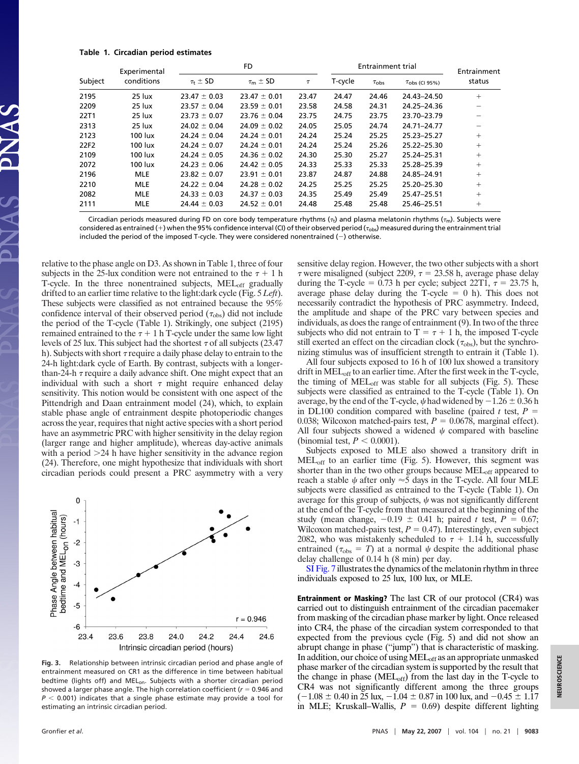**Table 1. Circadian period estimates**

| Subject | Experimental conditions | FD | | | Entrainment trial | | | Entrainment status |
|---|---|---|---|---|---|---|---|---|
| | | $\tau_t \pm$ SD | $\tau_m \pm$ SD | $\tau$ | T-cycle | $\tau_{obs}$ | $\tau_{obs\ (CI\ 95\%)}$ | |
| 2195 | 25 lux | 23.47 ± 0.03 | 23.47 ± 0.01 | 23.47 | 24.47 | 24.46 | 24.43–24.50 | + |
| 2209 | 25 lux | 23.57 ± 0.04 | 23.59 ± 0.01 | 23.58 | 24.58 | 24.31 | 24.25–24.36 | − |
| 22T1 | 25 lux | 23.73 ± 0.07 | 23.76 ± 0.04 | 23.75 | 24.75 | 23.75 | 23.70–23.79 | − |
| 2313 | 25 lux | 24.02 ± 0.04 | 24.09 ± 0.02 | 24.05 | 25.05 | 24.74 | 24.71–24.77 | − |
| 2123 | 100 lux | 24.24 ± 0.04 | 24.24 ± 0.01 | 24.24 | 25.24 | 25.25 | 25.23–25.27 | + |
| 22F2 | 100 lux | 24.24 ± 0.07 | 24.24 ± 0.01 | 24.24 | 25.24 | 25.26 | 25.22–25.30 | + |
| 2109 | 100 lux | 24.24 ± 0.05 | 24.36 ± 0.02 | 24.30 | 25.30 | 25.27 | 25.24–25.31 | + |
| 2072 | 100 lux | 24.23 ± 0.06 | 24.42 ± 0.05 | 24.33 | 25.33 | 25.33 | 25.28–25.39 | + |
| 2196 | MLE | 23.82 ± 0.07 | 23.91 ± 0.01 | 23.87 | 24.87 | 24.88 | 24.85–24.91 | + |
| 2210 | MLE | 24.22 ± 0.04 | 24.28 ± 0.02 | 24.25 | 25.25 | 25.25 | 25.20–25.30 | + |
| 2082 | MLE | 24.33 ± 0.03 | 24.37 ± 0.03 | 24.35 | 25.49 | 25.49 | 25.47–25.51 | + |
| 2111 | MLE | 24.44 ± 0.03 | 24.52 ± 0.01 | 24.48 | 25.48 | 25.48 | 25.46–25.51 | + |

Circadian periods measured during FD on core body temperature rhythms ($\tau_t$) and plasma melatonin rhythms ($\tau_m$). Subjects were considered as entrained (+) when the 95% confidence interval (CI) of their observed period ($\tau_{obs}$) measured during the entrainment trial included the period of the imposed T-cycle. They were considered nonentrained (−) otherwise.

relative to the phase angle on D3. As shown in Table 1, three of four subjects in the 25-lux condition were not entrained to the $\tau + 1$ h T-cycle. In the three nonentrained subjects, $MEL_{off}$ gradually drifted to an earlier time relative to the light:dark cycle (Fig. 5 *Left*). These subjects were classified as not entrained because the 95% confidence interval of their observed period ($\tau_{obs}$) did not include the period of the T-cycle (Table 1). Strikingly, one subject (2195) remained entrained to the $\tau + 1$ h T-cycle under the same low light levels of 25 lux. This subject had the shortest $\tau$ of all subjects (23.47 h). Subjects with short $\tau$ require a daily phase delay to entrain to the 24-h light:dark cycle of Earth. By contrast, subjects with a longer-than-24-h $\tau$ require a daily advance shift. One might expect that an individual with such a short $\tau$ might require enhanced delay sensitivity. This notion would be consistent with one aspect of the Pittendrigh and Daan entrainment model (24), which, to explain stable phase angle of entrainment despite photoperiodic changes across the year, requires that night active species with a short period have an asymmetric PRC with higher sensitivity in the delay region (larger range and higher amplitude), whereas day-active animals with a period >24 h have higher sensitivity in the advance region (24). Therefore, one might hypothesize that individuals with short circadian periods could present a PRC asymmetry with a very sensitive delay region. However, the two other subjects with a short $\tau$ were misaligned (subject 2209, $\tau = 23.58$ h, average phase delay during the T-cycle = 0.73 h per cycle; subject 22T1, $\tau = 23.75$ h, average phase delay during the T-cycle = 0 h). This does not necessarily contradict the hypothesis of PRC asymmetry. Indeed, the amplitude and shape of the PRC vary between species and individuals, as does the range of entrainment (9). In two of the three subjects who did not entrain to T = $\tau$ + 1 h, the imposed T-cycle still exerted an effect on the circadian clock ($\tau_{obs}$), but the synchronizing stimulus was of insufficient strength to entrain it (Table 1).

All four subjects exposed to 16 h of 100 lux showed a transitory drift in $MEL_{off}$ to an earlier time. After the first week in the T-cycle, the timing of $MEL_{off}$ was stable for all subjects (Fig. 5). These subjects were classified as entrained to the T-cycle (Table 1). On average, by the end of the T-cycle, $\psi$ had widened by $-1.26 \pm 0.36$ h in DL100 condition compared with baseline (paired $t$ test, $P$ = 0.038; Wilcoxon matched-pairs test, $P = 0.0678$, marginal effect). All four subjects showed a widened $\psi$ compared with baseline (binomial test, $P < 0.0001$).

Subjects exposed to MLE also showed a transitory drift in $MEL_{off}$ to an earlier time (Fig. 5). However, this segment was shorter than in the two other groups because $MEL_{off}$ appeared to reach a stable $\psi$ after only ≈5 days in the T-cycle. All four MLE subjects were classified as entrained to the T-cycle (Table 1). On average for this group of subjects, $\psi$ was not significantly different at the end of the T-cycle from that measured at the beginning of the study (mean change, $-0.19 \pm 0.41$ h; paired $t$ test, $P = 0.67$; Wilcoxon matched-pairs test, $P = 0.47$). Interestingly, even subject 2082, who was mistakenly scheduled to $\tau$ + 1.14 h, successfully entrained ($\tau_{obs} = T$) at a normal $\psi$ despite the additional phase delay challenge of 0.14 h (8 min) per day.

SI Fig. 7 illustrates the dynamics of the melatonin rhythm in three individuals exposed to 25 lux, 100 lux, or MLE.

Fig. 3. Relationship between intrinsic circadian period and phase angle of entrainment measured on CR1 as the difference in time between habitual bedtime (lights off) and $MEL_{on}$. Subjects with a shorter circadian period showed a larger phase angle. The high correlation coefficient ($r = 0.946$ and $P < 0.001$) indicates that a single phase estimate may provide a tool for estimating an intrinsic circadian period.

**Entrainment or Masking?** The last CR of our protocol (CR4) was carried out to distinguish entrainment of the circadian pacemaker from masking of the circadian phase marker by light. Once released into CR4, the phase of the circadian system corresponded to that expected from the previous cycle (Fig. 5) and did not show an abrupt change in phase ("jump") that is characteristic of masking. In addition, our choice of using $MEL_{off}$ as an appropriate unmasked phase marker of the circadian system is supported by the result that the change in phase ($MEL_{off}$) from the last day in the T-cycle to CR4 was not significantly different among the three groups ($-1.08 \pm 0.40$ in 25 lux, $-1.04 \pm 0.87$ in 100 lux, and $-0.45 \pm 1.17$ in MLE; Kruskall–Wallis, $P = 0.69$) despite different lighting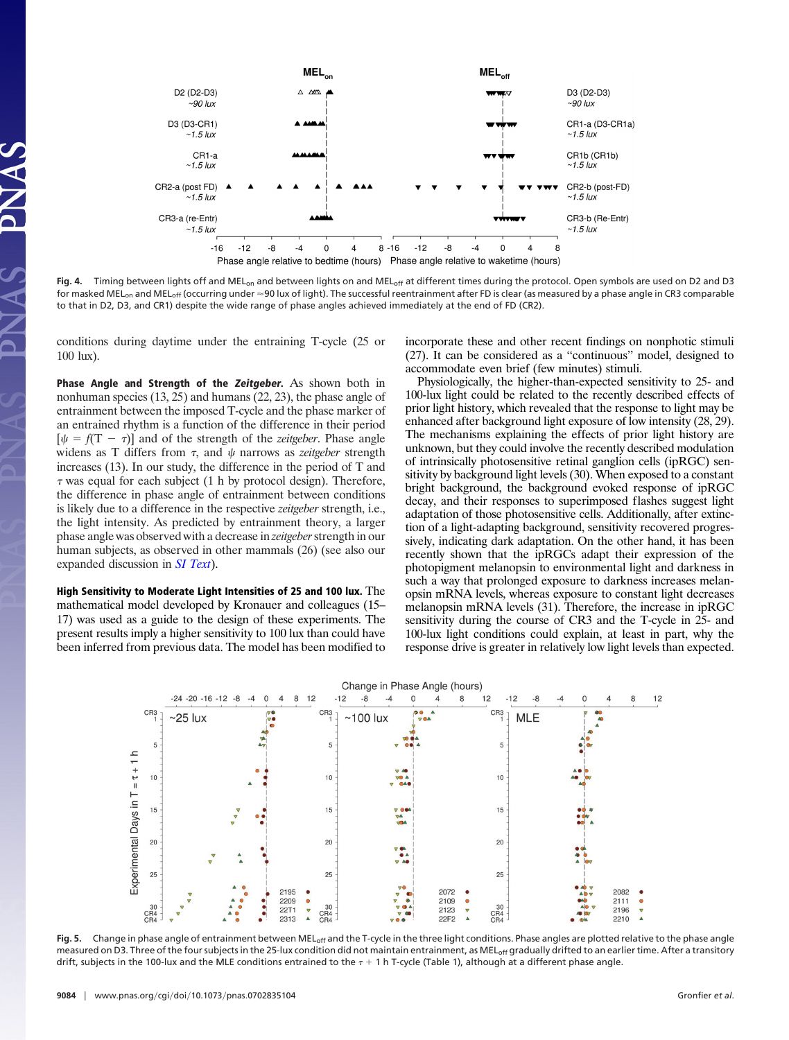Fig. 4. Timing between lights off and $MEL_{on}$ and between lights on and $MEL_{off}$ at different times during the protocol. Open symbols are used on D2 and D3 for masked $MEL_{on}$ and $MEL_{off}$ (occurring under ≈90 lux of light). The successful reentrainment after FD is clear (as measured by a phase angle in CR3 comparable to that in D2, D3, and CR1) despite the wide range of phase angles achieved immediately at the end of FD (CR2).

conditions during daytime under the entraining T-cycle (25 or 100 lux).

**Phase Angle and Strength of the *Zeitgeber*.** As shown both in nonhuman species (13, 25) and humans (22, 23), the phase angle of entrainment between the imposed T-cycle and the phase marker of an entrained rhythm is a function of the difference in their period [$\psi = f(T - \tau)$] and of the strength of the *zeitgeber*. Phase angle widens as T differs from $\tau$, and $\psi$ narrows as *zeitgeber* strength increases (13). In our study, the difference in the period of T and $\tau$ was equal for each subject (1 h by protocol design). Therefore, the difference in phase angle of entrainment between conditions is likely due to a difference in the respective *zeitgeber* strength, i.e., the light intensity. As predicted by entrainment theory, a larger phase angle was observed with a decrease in *zeitgeber* strength in our human subjects, as observed in other mammals (26) (see also our expanded discussion in *SI Text*).

**High Sensitivity to Moderate Light Intensities of 25 and 100 lux.** The mathematical model developed by Kronauer and colleagues (15–17) was used as a guide to the design of these experiments. The present results imply a higher sensitivity to 100 lux than could have been inferred from previous data. The model has been modified to incorporate these and other recent findings on nonphotic stimuli (27). It can be considered as a "continuous" model, designed to accommodate even brief (few minutes) stimuli.

Physiologically, the higher-than-expected sensitivity to 25- and 100-lux light could be related to the recently described effects of prior light history, which revealed that the response to light may be enhanced after background light exposure of low intensity (28, 29). The mechanisms explaining the effects of prior light history are unknown, but they could involve the recently described modulation of intrinsically photosensitive retinal ganglion cells (ipRGC) sensitivity by background light levels (30). When exposed to a constant bright background, the background evoked response of ipRGC decay, and their responses to superimposed flashes suggest light adaptation of those photosensitive cells. Additionally, after extinction of a light-adapting background, sensitivity recovered progressively, indicating dark adaptation. On the other hand, it has been recently shown that the ipRGCs adapt their expression of the photopigment melanopsin to environmental light and darkness in such a way that prolonged exposure to darkness increases melanopsin mRNA levels, whereas exposure to constant light decreases melanopsin mRNA levels (31). Therefore, the increase in ipRGC sensitivity during the course of CR3 and the T-cycle in 25- and 100-lux light conditions could explain, at least in part, why the response drive is greater in relatively low light levels than expected.

Fig. 5. Change in phase angle of entrainment between $MEL_{off}$ and the T-cycle in the three light conditions. Phase angles are plotted relative to the phase angle measured on D3. Three of the four subjects in the 25-lux condition did not maintain entrainment, as $MEL_{off}$ gradually drifted to an earlier time. After a transitory drift, subjects in the 100-lux and the MLE conditions entrained to the $\tau$ + 1 h T-cycle (Table 1), although at a different phase angle.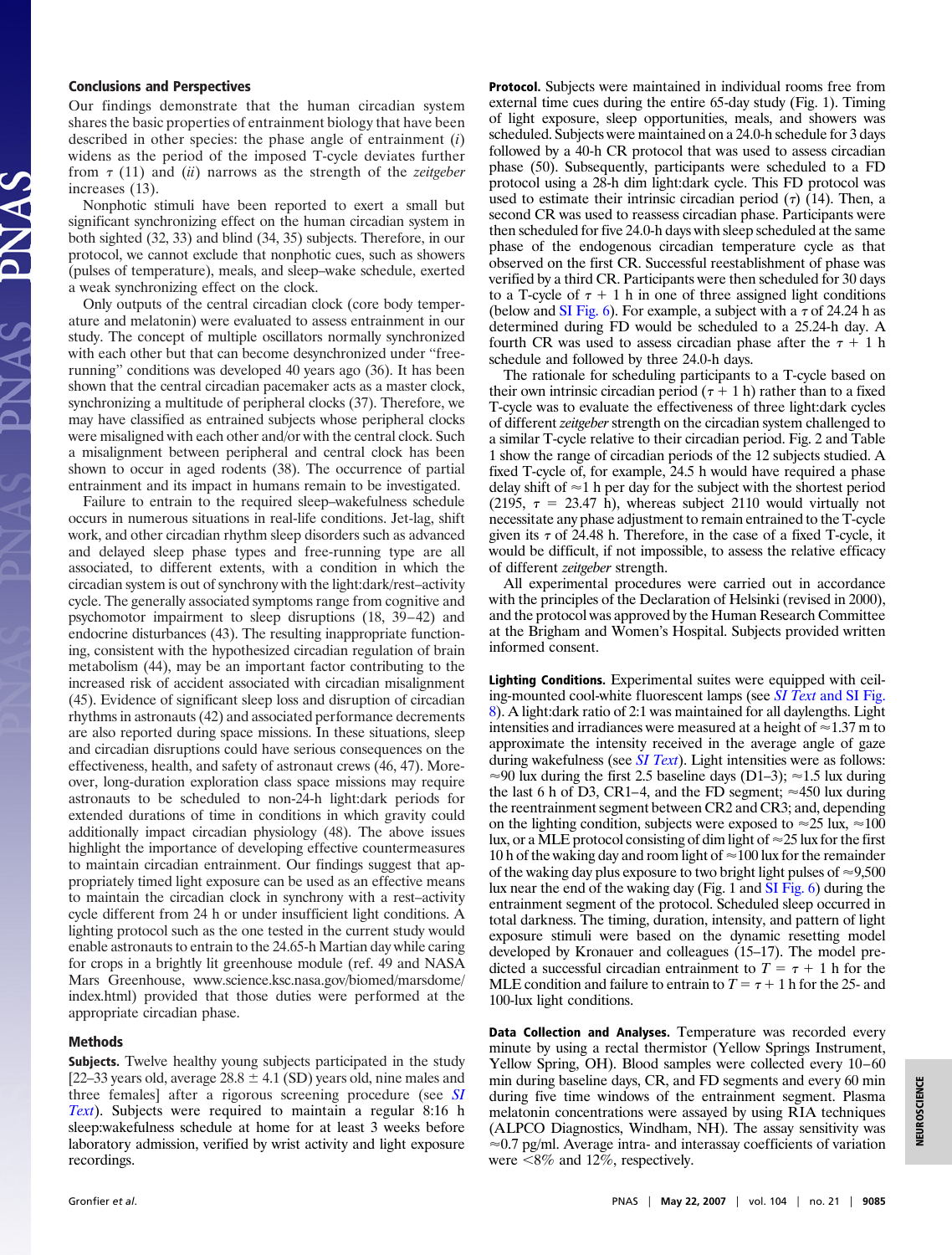## Conclusions and Perspectives

Our findings demonstrate that the human circadian system shares the basic properties of entrainment biology that have been described in other species: the phase angle of entrainment (*i*) widens as the period of the imposed T-cycle deviates further from $\tau$ (11) and (*ii*) narrows as the strength of the *zeitgeber* increases (13).

Nonphotic stimuli have been reported to exert a small but significant synchronizing effect on the human circadian system in both sighted (32, 33) and blind (34, 35) subjects. Therefore, in our protocol, we cannot exclude that nonphotic cues, such as showers (pulses of temperature), meals, and sleep–wake schedule, exerted a weak synchronizing effect on the clock.

Only outputs of the central circadian clock (core body temperature and melatonin) were evaluated to assess entrainment in our study. The concept of multiple oscillators normally synchronized with each other but that can become desynchronized under "free-running" conditions was developed 40 years ago (36). It has been shown that the central circadian pacemaker acts as a master clock, synchronizing a multitude of peripheral clocks (37). Therefore, we may have classified as entrained subjects whose peripheral clocks were misaligned with each other and/or with the central clock. Such a misalignment between peripheral and central clock has been shown to occur in aged rodents (38). The occurrence of partial entrainment and its impact in humans remain to be investigated.

Failure to entrain to the required sleep–wakefulness schedule occurs in numerous situations in real-life conditions. Jet-lag, shift work, and other circadian rhythm sleep disorders such as advanced and delayed sleep phase types and free-running type are all associated, to different extents, with a condition in which the circadian system is out of synchrony with the light:dark/rest–activity cycle. The generally associated symptoms range from cognitive and psychomotor impairment to sleep disruptions (18, 39–42) and endocrine disturbances (43). The resulting inappropriate functioning, consistent with the hypothesized circadian regulation of brain metabolism (44), may be an important factor contributing to the increased risk of accident associated with circadian misalignment (45). Evidence of significant sleep loss and disruption of circadian rhythms in astronauts (42) and associated performance decrements are also reported during space missions. In these situations, sleep and circadian disruptions could have serious consequences on the effectiveness, health, and safety of astronaut crews (46, 47). Moreover, long-duration exploration class space missions may require astronauts to be scheduled to non-24-h light:dark periods for extended durations of time in conditions in which gravity could additionally impact circadian physiology (48). The above issues highlight the importance of developing effective countermeasures to maintain circadian entrainment. Our findings suggest that appropriately timed light exposure can be used as an effective means to maintain the circadian clock in synchrony with a rest–activity cycle different from 24 h or under insufficient light conditions. A lighting protocol such as the one tested in the current study would enable astronauts to entrain to the 24.65-h Martian day while caring for crops in a brightly lit greenhouse module (ref. 49 and NASA Mars Greenhouse, www.science.ksc.nasa.gov/biomed/marsdome/index.html) provided that those duties were performed at the appropriate circadian phase.

## Methods

**Subjects.** Twelve healthy young subjects participated in the study [22–33 years old, average 28.8 ± 4.1 (SD) years old, nine males and three females] after a rigorous screening procedure (see *SI Text*). Subjects were required to maintain a regular 8:16 h sleep:wakefulness schedule at home for at least 3 weeks before laboratory admission, verified by wrist activity and light exposure recordings.

**Protocol.** Subjects were maintained in individual rooms free from external time cues during the entire 65-day study (Fig. 1). Timing of light exposure, sleep opportunities, meals, and showers was scheduled. Subjects were maintained on a 24.0-h schedule for 3 days followed by a 40-h CR protocol that was used to assess circadian phase (50). Subsequently, participants were scheduled to a FD protocol using a 28-h dim light:dark cycle. This FD protocol was used to estimate their intrinsic circadian period ($\tau$) (14). Then, a second CR was used to reassess circadian phase. Participants were then scheduled for five 24.0-h days with sleep scheduled at the same phase of the endogenous circadian temperature cycle as that observed on the first CR. Successful reestablishment of phase was verified by a third CR. Participants were then scheduled for 30 days to a T-cycle of $\tau$ + 1 h in one of three assigned light conditions (below and SI Fig. 6). For example, a subject with a $\tau$ of 24.24 h as determined during FD would be scheduled to a 25.24-h day. A fourth CR was used to assess circadian phase after the $\tau$ + 1 h schedule and followed by three 24.0-h days.

The rationale for scheduling participants to a T-cycle based on their own intrinsic circadian period ($\tau$ + 1 h) rather than to a fixed T-cycle was to evaluate the effectiveness of three light:dark cycles of different *zeitgeber* strength on the circadian system challenged to a similar T-cycle relative to their circadian period. Fig. 2 and Table 1 show the range of circadian periods of the 12 subjects studied. A fixed T-cycle of, for example, 24.5 h would have required a phase delay shift of ≈1 h per day for the subject with the shortest period (2195, $\tau$ = 23.47 h), whereas subject 2110 would virtually not necessitate any phase adjustment to remain entrained to the T-cycle given its $\tau$ of 24.48 h. Therefore, in the case of a fixed T-cycle, it would be difficult, if not impossible, to assess the relative efficacy of different *zeitgeber* strength.

All experimental procedures were carried out in accordance with the principles of the Declaration of Helsinki (revised in 2000), and the protocol was approved by the Human Research Committee at the Brigham and Women's Hospital. Subjects provided written informed consent.

**Lighting Conditions.** Experimental suites were equipped with ceiling-mounted cool-white fluorescent lamps (see *SI Text* and SI Fig. 8). A light:dark ratio of 2:1 was maintained for all daylengths. Light intensities and irradiances were measured at a height of ≈1.37 m to approximate the intensity received in the average angle of gaze during wakefulness (see *SI Text*). Light intensities were as follows: ≈90 lux during the first 2.5 baseline days (D1–3); ≈1.5 lux during the last 6 h of D3, CR1–4, and the FD segment; ≈450 lux during the reentrainment segment between CR2 and CR3; and, depending on the lighting condition, subjects were exposed to ≈25 lux, ≈100 lux, or a MLE protocol consisting of dim light of ≈25 lux for the first 10 h of the waking day and room light of ≈100 lux for the remainder of the waking day plus exposure to two bright light pulses of ≈9,500 lux near the end of the waking day (Fig. 1 and SI Fig. 6) during the entrainment segment of the protocol. Scheduled sleep occurred in total darkness. The timing, duration, intensity, and pattern of light exposure stimuli were based on the dynamic resetting model developed by Kronauer and colleagues (15–17). The model predicted a successful circadian entrainment to $T = \tau + 1$ h for the MLE condition and failure to entrain to $T = \tau + 1$ h for the 25- and 100-lux light conditions.

**Data Collection and Analyses.** Temperature was recorded every minute by using a rectal thermistor (Yellow Springs Instrument, Yellow Spring, OH). Blood samples were collected every 10–60 min during baseline days, CR, and FD segments and every 60 min during five time windows of the entrainment segment. Plasma melatonin concentrations were assayed by using RIA techniques (ALPCO Diagnostics, Windham, NH). The assay sensitivity was ≈0.7 pg/ml. Average intra- and interassay coefficients of variation were <8% and 12%, respectively.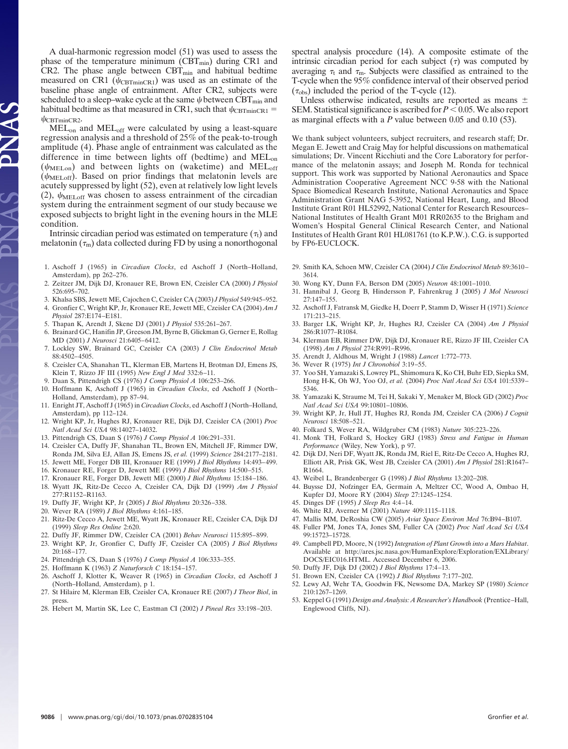A dual-harmonic regression model (51) was used to assess the phase of the temperature minimum ($CBT_{min}$) during CR1 and CR2. The phase angle between $CBT_{min}$ and habitual bedtime measured on CR1 ($\psi_{CBTminCR1}$) was used as an estimate of the baseline phase angle of entrainment. After CR2, subjects were scheduled to a sleep–wake cycle at the same $\psi$ between $CBT_{min}$ and habitual bedtime as that measured in CR1, such that $\psi_{CBTminCR1} = \psi_{CBTminCR2}$.

$MEL_{on}$ and $MEL_{off}$ were calculated by using a least-square regression analysis and a threshold of 25% of the peak-to-trough amplitude (4). Phase angle of entrainment was calculated as the difference in time between lights off (bedtime) and $MEL_{on}$ ($\psi_{MELon}$) and between lights on (waketime) and $MEL_{off}$ ($\psi_{MELoff}$). Based on prior findings that melatonin levels are acutely suppressed by light (52), even at relatively low light levels (2), $\psi_{MELoff}$ was chosen to assess entrainment of the circadian system during the entrainment segment of our study because we exposed subjects to bright light in the evening hours in the MLE condition.

Intrinsic circadian period was estimated on temperature ($\tau_t$) and melatonin ($\tau_m$) data collected during FD by using a nonorthogonal spectral analysis procedure (14). A composite estimate of the intrinsic circadian period for each subject ($\tau$) was computed by averaging $\tau_t$ and $\tau_m$. Subjects were classified as entrained to the T-cycle when the 95% confidence interval of their observed period ($\tau_{obs}$) included the period of the T-cycle (12).

Unless otherwise indicated, results are reported as means ± SEM. Statistical significance is ascribed for $P < 0.05$. We also report as marginal effects with a $P$ value between 0.05 and 0.10 (53).

We thank subject volunteers, subject recruiters, and research staff; Dr. Megan E. Jewett and Craig May for helpful discussions on mathematical simulations; Dr. Vincent Ricchiuti and the Core Laboratory for performance of the melatonin assays; and Joseph M. Ronda for technical support. This work was supported by National Aeronautics and Space Administration Cooperative Agreement NCC 9-58 with the National Space Biomedical Research Institute, National Aeronautics and Space Administration Grant NAG 5-3952, National Heart, Lung, and Blood Institute Grant R01 HL52992, National Center for Research Resources–National Institutes of Health Grant M01 RR02635 to the Brigham and Women's Hospital General Clinical Research Center, and National Institutes of Health Grant R01 HL081761 (to K.P.W.). C.G. is supported by FP6-EUCLOCK.

1. Aschoff J (1965) in *Circadian Clocks*, ed Aschoff J (North–Holland, Amsterdam), pp 262–276.
2. Zeitzer JM, Dijk DJ, Kronauer RE, Brown EN, Czeisler CA (2000) *J Physiol* 526:695–702.
3. Khalsa SBS, Jewett ME, Cajochen C, Czeisler CA (2003) *J Physiol* 549:945–952.
4. Gronfier C, Wright KP, Jr, Kronauer RE, Jewett ME, Czeisler CA (2004) *Am J Physiol* 287:E174–E181.
5. Thapan K, Arendt J, Skene DJ (2001) *J Physiol* 535:261–267.
6. Brainard GC, Hanifin JP, Greeson JM, Byrne B, Glickman G, Gerner E, Rollag MD (2001) *J Neurosci* 21:6405–6412.
7. Lockley SW, Brainard GC, Czeisler CA (2003) *J Clin Endocrinol Metab* 88:4502–4505.
8. Czeisler CA, Shanahan TL, Klerman EB, Martens H, Brotman DJ, Emens JS, Klein T, Rizzo JF III (1995) *New Engl J Med* 332:6–11.
9. Daan S, Pittendrigh CS (1976) *J Comp Physiol A* 106:253–266.
10. Hoffmann K, Aschoff J (1965) in *Circadian Clocks*, ed Aschoff J (North–Holland, Amsterdam), pp 87–94.
11. Enright JT, Aschoff J (1965) in *Circadian Clocks*, ed Aschoff J (North–Holland, Amsterdam), pp 112–124.
12. Wright KP, Jr, Hughes RJ, Kronauer RE, Dijk DJ, Czeisler CA (2001) *Proc Natl Acad Sci USA* 98:14027–14032.
13. Pittendrigh CS, Daan S (1976) *J Comp Physiol A* 106:291–331.
14. Czeisler CA, Duffy JF, Shanahan TL, Brown EN, Mitchell JF, Rimmer DW, Ronda JM, Silva EJ, Allan JS, Emens JS, *et al.* (1999) *Science* 284:2177–2181.
15. Jewett ME, Forger DB III, Kronauer RE (1999) *J Biol Rhythms* 14:493–499.
16. Kronauer RE, Forger D, Jewett ME (1999) *J Biol Rhythms* 14:500–515.
17. Kronauer RE, Forger DB, Jewett ME (2000) *J Biol Rhythms* 15:184–186.
18. Wyatt JK, Ritz-De Cecco A, Czeisler CA, Dijk DJ (1999) *Am J Physiol* 277:R1152–R1163.
19. Duffy JF, Wright KP, Jr (2005) *J Biol Rhythms* 20:326–338.
20. Wever RA (1989) *J Biol Rhythms* 4:161–185.
21. Ritz-De Cecco A, Jewett ME, Wyatt JK, Kronauer RE, Czeisler CA, Dijk DJ (1999) *Sleep Res Online* 2:620.
22. Duffy JF, Rimmer DW, Czeisler CA (2001) *Behav Neurosci* 115:895–899.
23. Wright KP, Jr, Gronfier C, Duffy JF, Czeisler CA (2005) *J Biol Rhythms* 20:168–177.
24. Pittendrigh CS, Daan S (1976) *J Comp Physiol A* 106:333–355.
25. Hoffmann K (1963) *Z Naturforsch C* 18:154–157.
26. Aschoff J, Klotter K, Weaver R (1965) in *Circadian Clocks*, ed Aschoff J (North–Holland, Amsterdam), p 1.
27. St Hilaire M, Klerman EB, Czeisler CA, Kronauer RE (2007) *J Theor Biol*, in press.
28. Hebert M, Martin SK, Lee C, Eastman CI (2002) *J Pineal Res* 33:198–203.
29. Smith KA, Schoen MW, Czeisler CA (2004) *J Clin Endocrinol Metab* 89:3610–3614.
30. Wong KY, Dunn FA, Berson DM (2005) *Neuron* 48:1001–1010.
31. Hannibal J, Georg B, Hindersson P, Fahrenkrug J (2005) *J Mol Neurosci* 27:147–155.
32. Aschoff J, Fatransk M, Giedke H, Doerr P, Stamm D, Wisser H (1971) *Science* 171:213–215.
33. Barger LK, Wright KP, Jr, Hughes RJ, Czeisler CA (2004) *Am J Physiol* 286:R1077–R1084.
34. Klerman EB, Rimmer DW, Dijk DJ, Kronauer RE, Rizzo JF III, Czeisler CA (1998) *Am J Physiol* 274:R991–R996.
35. Arendt J, Aldhous M, Wright J (1988) *Lancet* 1:772–773.
36. Wever R (1975) *Int J Chronobiol* 3:19–55.
37. Yoo SH, Yamazaki S, Lowrey PL, Shimomura K, Ko CH, Buhr ED, Siepka SM, Hong H-K, Oh WJ, Yoo OJ, *et al.* (2004) *Proc Natl Acad Sci USA* 101:5339–5346.
38. Yamazaki K, Straume M, Tei H, Sakaki Y, Menaker M, Block GD (2002) *Proc Natl Acad Sci USA* 99:10801–10806.
39. Wright KP, Jr, Hull JT, Hughes RJ, Ronda JM, Czeisler CA (2006) *J Cognit Neurosci* 18:508–521.
40. Folkard S, Wever RA, Wildgruber CM (1983) *Nature* 305:223–226.
41. Monk TH, Folkard S, Hockey GRJ (1983) *Stress and Fatigue in Human Performance* (Wiley, New York), p 97.
42. Dijk DJ, Neri DF, Wyatt JK, Ronda JM, Riel E, Ritz-De Cecco A, Hughes RJ, Elliott AR, Prisk GK, West JB, Czeisler CA (2001) *Am J Physiol* 281:R1647–R1664.
43. Weibel L, Brandenberger G (1998) *J Biol Rhythms* 13:202–208.
44. Buysse DJ, Nofzinger EA, Germain A, Meltzer CC, Wood A, Ombao H, Kupfer DJ, Moore RY (2004) *Sleep* 27:1245–1254.
45. Dinges DF (1995) *J Sleep Res* 4:4–14.
46. White RJ, Averner M (2001) *Nature* 409:1115–1118.
47. Mallis MM, DeRoshia CW (2005) *Aviat Space Environ Med* 76:B94–B107.
48. Fuller PM, Jones TA, Jones SM, Fuller CA (2002) *Proc Natl Acad Sci USA* 99:15723–15728.
49. Campbell PD, Moore, N (1992) *Integration of Plant Growth into a Mars Habitat*. Available at http://ares.jsc.nasa.gov/HumanExplore/Exploration/EXLibrary/DOCS/EIC016.HTML. Accessed December 6, 2006.
50. Duffy JF, Dijk DJ (2002) *J Biol Rhythms* 17:4–13.
51. Brown EN, Czeisler CA (1992) *J Biol Rhythms* 7:177–202.
52. Lewy AJ, Wehr TA, Goodwin FK, Newsome DA, Markey SP (1980) *Science* 210:1267–1269.
53. Keppel G (1991) *Design and Analysis: A Researcher's Handbook* (Prentice–Hall, Englewood Cliffs, NJ).